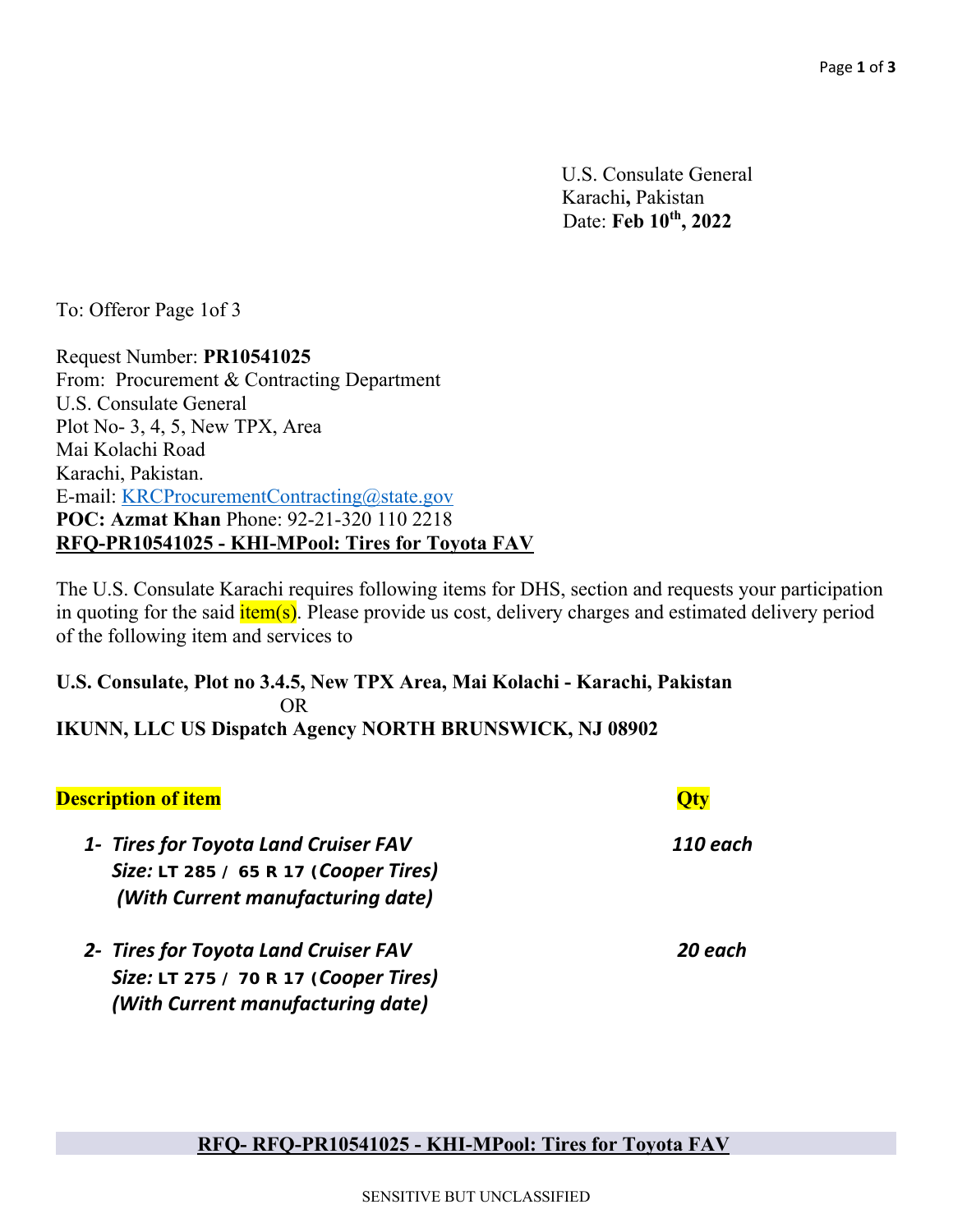U.S. Consulate General
Karachi, Pakistan
Date: **Feb 10th, 2022**

To: Offeror Page 1of 3

Request Number: **PR10541025**
From: Procurement & Contracting Department
U.S. Consulate General
Plot No- 3, 4, 5, New TPX, Area
Mai Kolachi Road
Karachi, Pakistan.
E-mail: KRCProcurementContracting@state.gov
**POC: Azmat Khan** Phone: 92-21-320 110 2218
**RFQ-PR10541025 - KHI-MPool: Tires for Toyota FAV**

The U.S. Consulate Karachi requires following items for DHS, section and requests your participation in quoting for the said item(s). Please provide us cost, delivery charges and estimated delivery period of the following item and services to

**U.S. Consulate, Plot no 3.4.5, New TPX Area, Mai Kolachi - Karachi, Pakistan**
OR
**IKUNN, LLC US Dispatch Agency NORTH BRUNSWICK, NJ 08902**

| Description of item | Qty |
|---|---|
| ***1- Tires for Toyota Land Cruiser FAV*** <br> ***Size: LT 285 / 65 R 17 (Cooper Tires)*** <br> ***(With Current manufacturing date)*** | ***110 each*** |
| ***2- Tires for Toyota Land Cruiser FAV*** <br> ***Size: LT 275 / 70 R 17 (Cooper Tires)*** <br> ***(With Current manufacturing date)*** | ***20 each*** |

**RFQ- RFQ-PR10541025 - KHI-MPool: Tires for Toyota FAV**

SENSITIVE BUT UNCLASSIFIED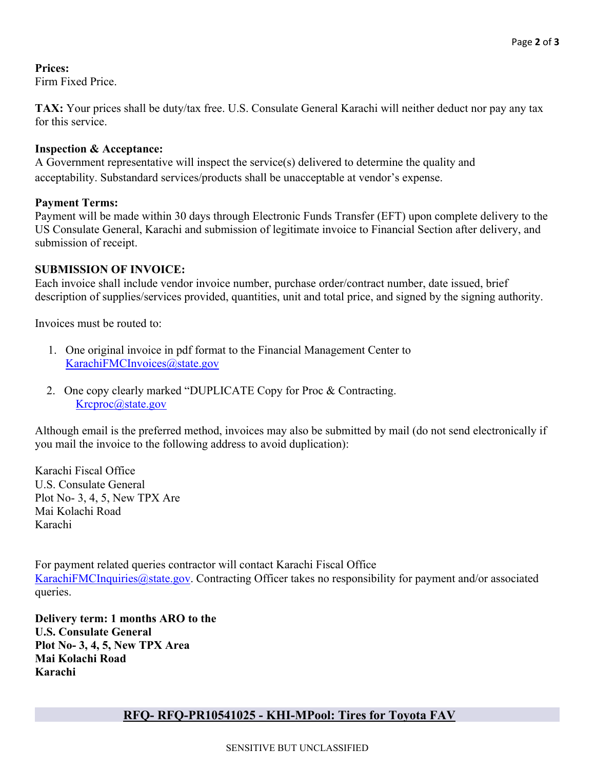**Prices:**
Firm Fixed Price.

**TAX:** Your prices shall be duty/tax free. U.S. Consulate General Karachi will neither deduct nor pay any tax for this service.

**Inspection & Acceptance:**
A Government representative will inspect the service(s) delivered to determine the quality and acceptability. Substandard services/products shall be unacceptable at vendor's expense.

**Payment Terms:**
Payment will be made within 30 days through Electronic Funds Transfer (EFT) upon complete delivery to the US Consulate General, Karachi and submission of legitimate invoice to Financial Section after delivery, and submission of receipt.

**SUBMISSION OF INVOICE:**
Each invoice shall include vendor invoice number, purchase order/contract number, date issued, brief description of supplies/services provided, quantities, unit and total price, and signed by the signing authority.

Invoices must be routed to:

1. One original invoice in pdf format to the Financial Management Center to KarachiFMCInvoices@state.gov

2. One copy clearly marked "DUPLICATE Copy for Proc & Contracting. Krcproc@state.gov

Although email is the preferred method, invoices may also be submitted by mail (do not send electronically if you mail the invoice to the following address to avoid duplication):

Karachi Fiscal Office
U.S. Consulate General
Plot No- 3, 4, 5, New TPX Are
Mai Kolachi Road
Karachi

For payment related queries contractor will contact Karachi Fiscal Office KarachiFMCInquiries@state.gov. Contracting Officer takes no responsibility for payment and/or associated queries.

**Delivery term: 1 months ARO to the**
**U.S. Consulate General**
**Plot No- 3, 4, 5, New TPX Area**
**Mai Kolachi Road**
**Karachi**

**RFQ- RFQ-PR10541025 - KHI-MPool: Tires for Toyota FAV**

SENSITIVE BUT UNCLASSIFIED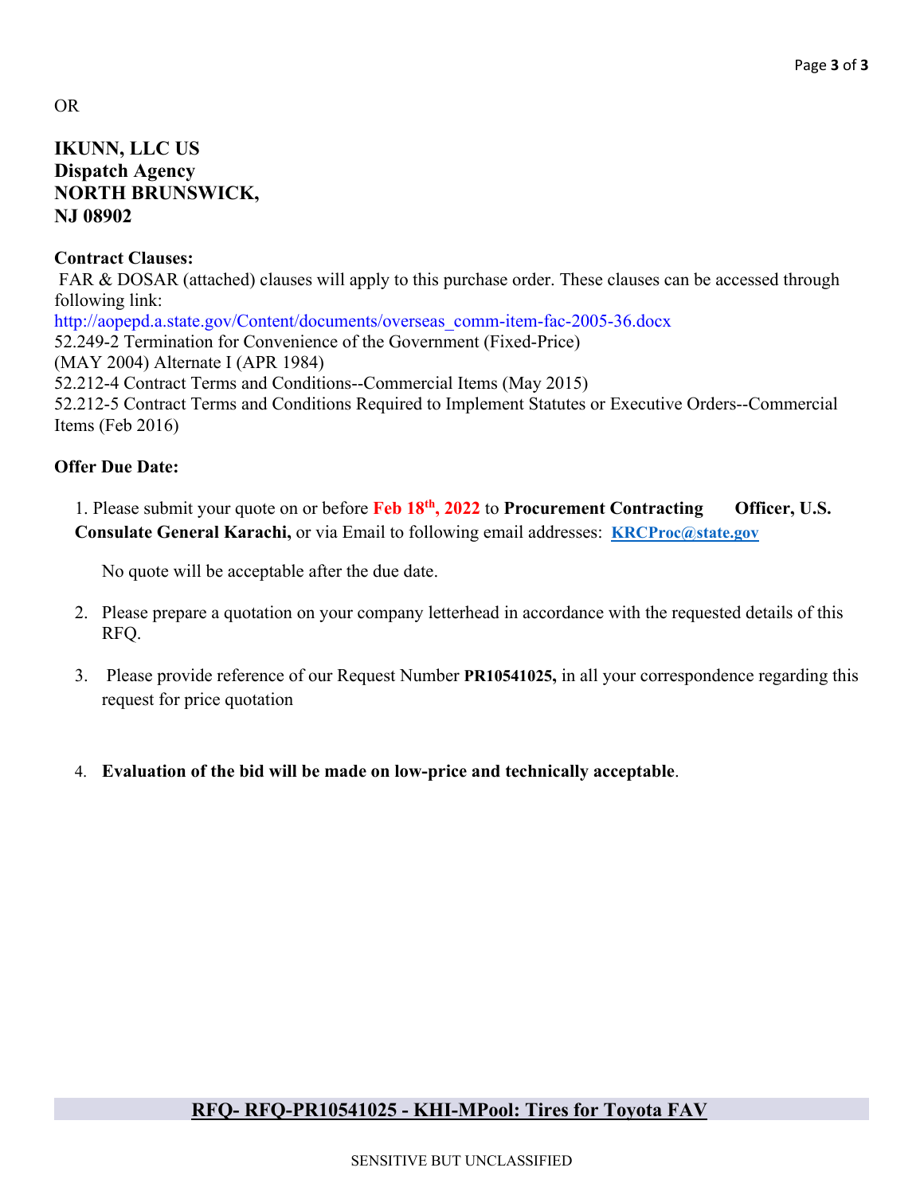OR

**IKUNN, LLC US**
**Dispatch Agency**
**NORTH BRUNSWICK,**
**NJ 08902**

**Contract Clauses:**

FAR & DOSAR (attached) clauses will apply to this purchase order. These clauses can be accessed through following link:
http://aopepd.a.state.gov/Content/documents/overseas_comm-item-fac-2005-36.docx
52.249-2 Termination for Convenience of the Government (Fixed-Price)
(MAY 2004) Alternate I (APR 1984)
52.212-4 Contract Terms and Conditions--Commercial Items (May 2015)
52.212-5 Contract Terms and Conditions Required to Implement Statutes or Executive Orders--Commercial Items (Feb 2016)

**Offer Due Date:**

1. Please submit your quote on or before **Feb 18th, 2022** to **Procurement Contracting Officer, U.S. Consulate General Karachi,** or via Email to following email addresses: **KRCProc@state.gov**

   No quote will be acceptable after the due date.

2. Please prepare a quotation on your company letterhead in accordance with the requested details of this RFQ.

3. Please provide reference of our Request Number **PR10541025,** in all your correspondence regarding this request for price quotation

4. **Evaluation of the bid will be made on low-price and technically acceptable**.

**RFQ- RFQ-PR10541025 - KHI-MPool: Tires for Toyota FAV**

SENSITIVE BUT UNCLASSIFIED